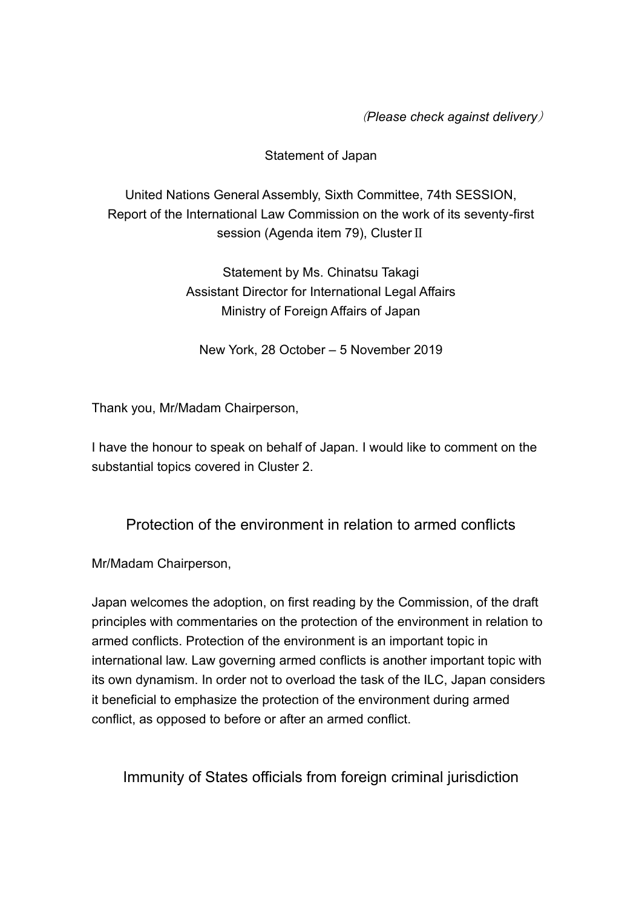*（Please check against delivery）*

Statement of Japan

United Nations General Assembly, Sixth Committee, 74th SESSION, Report of the International Law Commission on the work of its seventy-first session (Agenda item 79), ClusterⅡ

Statement by Ms. Chinatsu Takagi
Assistant Director for International Legal Affairs
Ministry of Foreign Affairs of Japan

New York, 28 October – 5 November 2019

Thank you, Mr/Madam Chairperson,

I have the honour to speak on behalf of Japan. I would like to comment on the substantial topics covered in Cluster 2.

## Protection of the environment in relation to armed conflicts

Mr/Madam Chairperson,

Japan welcomes the adoption, on first reading by the Commission, of the draft principles with commentaries on the protection of the environment in relation to armed conflicts. Protection of the environment is an important topic in international law. Law governing armed conflicts is another important topic with its own dynamism. In order not to overload the task of the ILC, Japan considers it beneficial to emphasize the protection of the environment during armed conflict, as opposed to before or after an armed conflict.

## Immunity of States officials from foreign criminal jurisdiction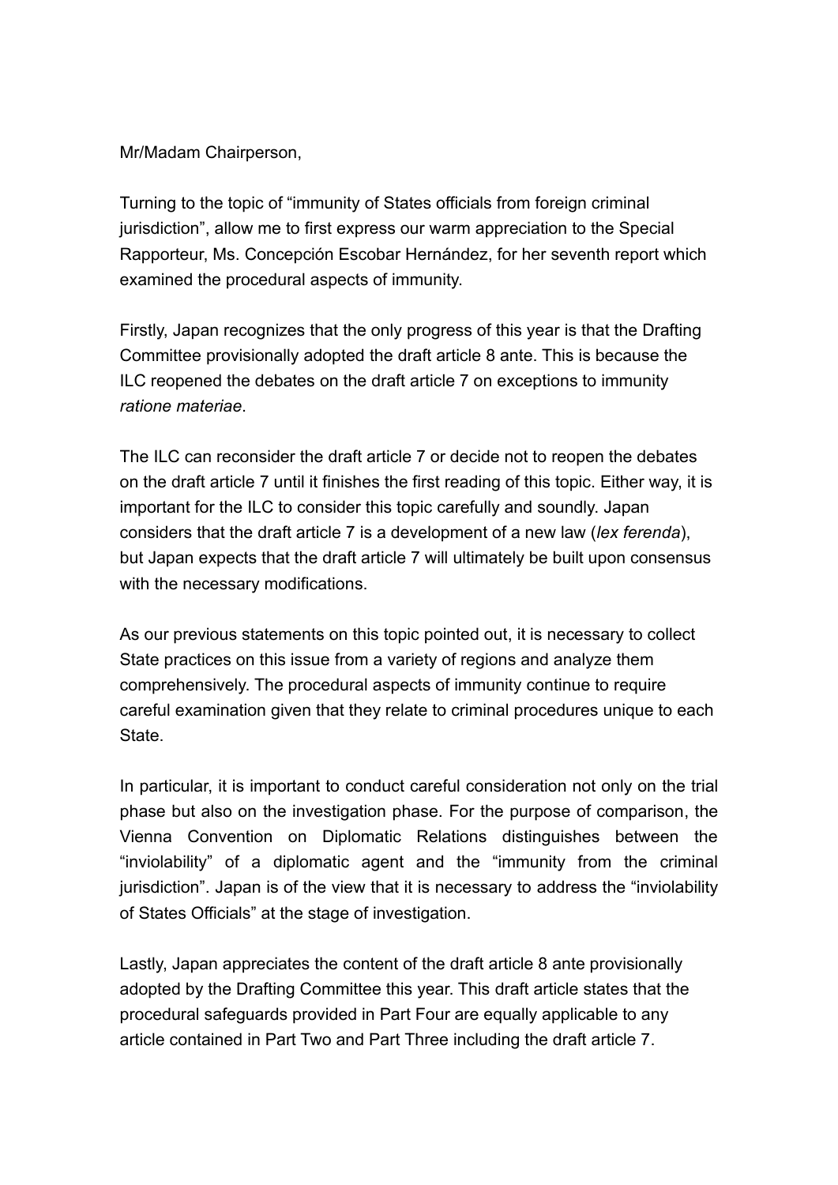Mr/Madam Chairperson,

Turning to the topic of “immunity of States officials from foreign criminal jurisdiction”, allow me to first express our warm appreciation to the Special Rapporteur, Ms. Concepción Escobar Hernández, for her seventh report which examined the procedural aspects of immunity.

Firstly, Japan recognizes that the only progress of this year is that the Drafting Committee provisionally adopted the draft article 8 ante. This is because the ILC reopened the debates on the draft article 7 on exceptions to immunity *ratione materiae*.

The ILC can reconsider the draft article 7 or decide not to reopen the debates on the draft article 7 until it finishes the first reading of this topic. Either way, it is important for the ILC to consider this topic carefully and soundly. Japan considers that the draft article 7 is a development of a new law (*lex ferenda*), but Japan expects that the draft article 7 will ultimately be built upon consensus with the necessary modifications.

As our previous statements on this topic pointed out, it is necessary to collect State practices on this issue from a variety of regions and analyze them comprehensively. The procedural aspects of immunity continue to require careful examination given that they relate to criminal procedures unique to each State.

In particular, it is important to conduct careful consideration not only on the trial phase but also on the investigation phase. For the purpose of comparison, the Vienna Convention on Diplomatic Relations distinguishes between the “inviolability” of a diplomatic agent and the “immunity from the criminal jurisdiction”. Japan is of the view that it is necessary to address the “inviolability of States Officials” at the stage of investigation.

Lastly, Japan appreciates the content of the draft article 8 ante provisionally adopted by the Drafting Committee this year. This draft article states that the procedural safeguards provided in Part Four are equally applicable to any article contained in Part Two and Part Three including the draft article 7.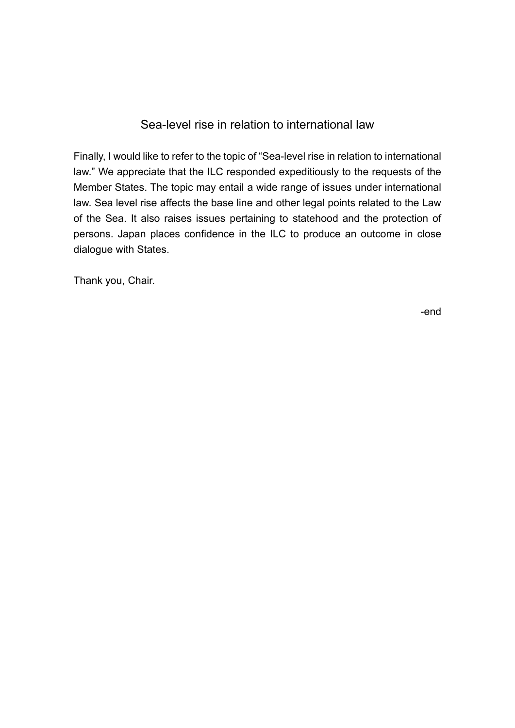## Sea-level rise in relation to international law

Finally, I would like to refer to the topic of "Sea-level rise in relation to international law." We appreciate that the ILC responded expeditiously to the requests of the Member States. The topic may entail a wide range of issues under international law. Sea level rise affects the base line and other legal points related to the Law of the Sea. It also raises issues pertaining to statehood and the protection of persons. Japan places confidence in the ILC to produce an outcome in close dialogue with States.

Thank you, Chair.

-end